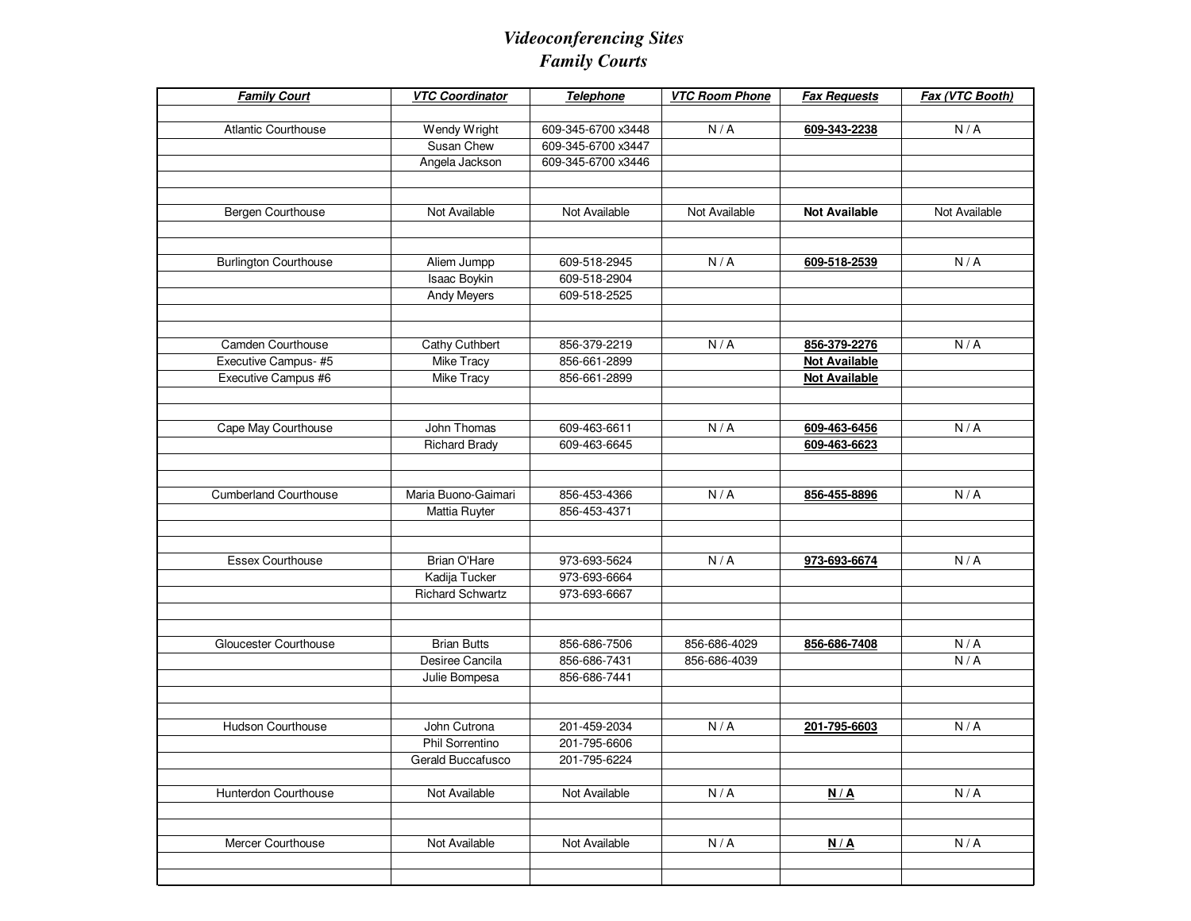# *Videoconferencing Sites*
# *Family Courts*

| ***Family Court*** | ***VTC Coordinator*** | ***Telephone*** | ***VTC Room Phone*** | ***Fax Requests*** | ***Fax (VTC Booth)*** |
|---|---|---|---|---|---|
| Atlantic Courthouse | Wendy Wright | 609-345-6700 x3448 | N / A | **609-343-2238** | N / A |
| | Susan Chew | 609-345-6700 x3447 | | | |
| | Angela Jackson | 609-345-6700 x3446 | | | |
| Bergen Courthouse | Not Available | Not Available | Not Available | **Not Available** | Not Available |
| Burlington Courthouse | Aliem Jumpp | 609-518-2945 | N / A | **609-518-2539** | N / A |
| | Isaac Boykin | 609-518-2904 | | | |
| | Andy Meyers | 609-518-2525 | | | |
| Camden Courthouse | Cathy Cuthbert | 856-379-2219 | N / A | **856-379-2276** | N / A |
| Executive Campus- #5 | Mike Tracy | 856-661-2899 | | **Not Available** | |
| Executive Campus #6 | Mike Tracy | 856-661-2899 | | **Not Available** | |
| Cape May Courthouse | John Thomas | 609-463-6611 | N / A | **609-463-6456** | N / A |
| | Richard Brady | 609-463-6645 | | **609-463-6623** | |
| Cumberland Courthouse | Maria Buono-Gaimari | 856-453-4366 | N / A | **856-455-8896** | N / A |
| | Mattia Ruyter | 856-453-4371 | | | |
| Essex Courthouse | Brian O'Hare | 973-693-5624 | N / A | **973-693-6674** | N / A |
| | Kadija Tucker | 973-693-6664 | | | |
| | Richard Schwartz | 973-693-6667 | | | |
| Gloucester Courthouse | Brian Butts | 856-686-7506 | 856-686-4029 | **856-686-7408** | N / A |
| | Desiree Cancila | 856-686-7431 | 856-686-4039 | | N / A |
| | Julie Bompesa | 856-686-7441 | | | |
| Hudson Courthouse | John Cutrona | 201-459-2034 | N / A | **201-795-6603** | N / A |
| | Phil Sorrentino | 201-795-6606 | | | |
| | Gerald Buccafusco | 201-795-6224 | | | |
| Hunterdon Courthouse | Not Available | Not Available | N / A | **N / A** | N / A |
| Mercer Courthouse | Not Available | Not Available | N / A | **N / A** | N / A |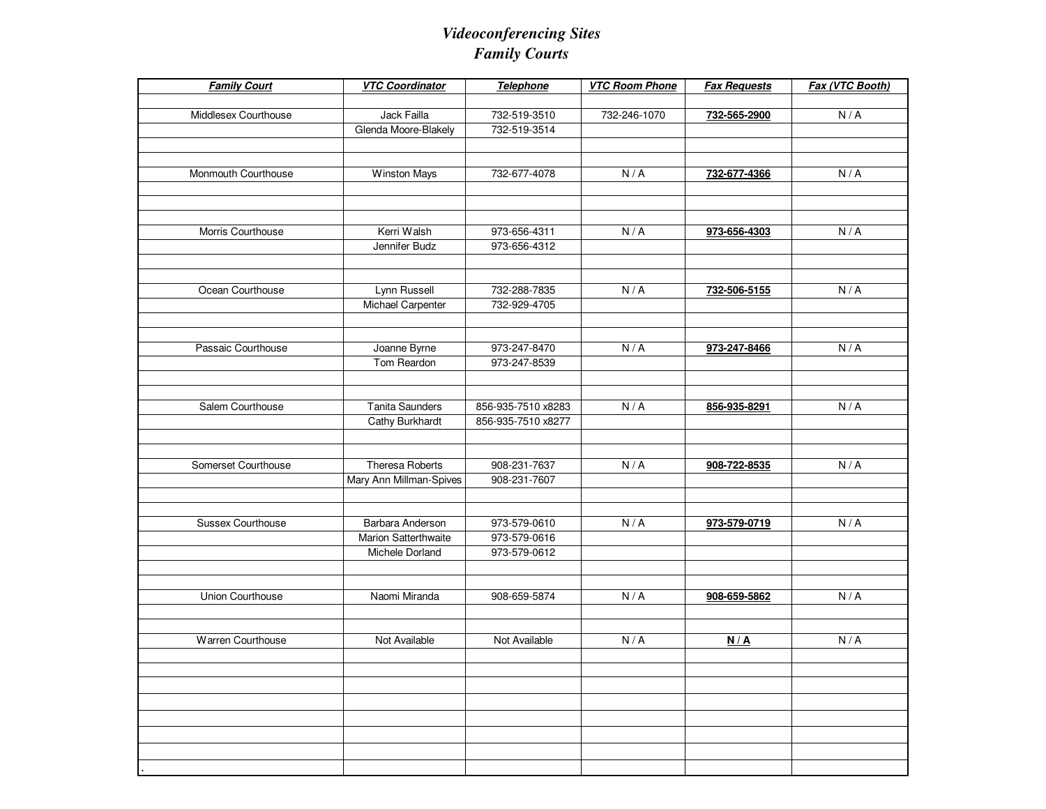# *Videoconferencing Sites*
# *Family Courts*

| ***Family Court*** | ***VTC Coordinator*** | ***Telephone*** | ***VTC Room Phone*** | ***Fax Requests*** | ***Fax (VTC Booth)*** |
|---|---|---|---|---|---|
| Middlesex Courthouse | Jack Failla | 732-519-3510 | 732-246-1070 | **732-565-2900** | N / A |
| | Glenda Moore-Blakely | 732-519-3514 | | | |
| Monmouth Courthouse | Winston Mays | 732-677-4078 | N / A | **732-677-4366** | N / A |
| Morris Courthouse | Kerri Walsh | 973-656-4311 | N / A | **973-656-4303** | N / A |
| | Jennifer Budz | 973-656-4312 | | | |
| Ocean Courthouse | Lynn Russell | 732-288-7835 | N / A | **732-506-5155** | N / A |
| | Michael Carpenter | 732-929-4705 | | | |
| Passaic Courthouse | Joanne Byrne | 973-247-8470 | N / A | **973-247-8466** | N / A |
| | Tom Reardon | 973-247-8539 | | | |
| Salem Courthouse | Tanita Saunders | 856-935-7510 x8283 | N / A | **856-935-8291** | N / A |
| | Cathy Burkhardt | 856-935-7510 x8277 | | | |
| Somerset Courthouse | Theresa Roberts | 908-231-7637 | N / A | **908-722-8535** | N / A |
| | Mary Ann Millman-Spives | 908-231-7607 | | | |
| Sussex Courthouse | Barbara Anderson | 973-579-0610 | N / A | **973-579-0719** | N / A |
| | Marion Satterthwaite | 973-579-0616 | | | |
| | Michele Dorland | 973-579-0612 | | | |
| Union Courthouse | Naomi Miranda | 908-659-5874 | N / A | **908-659-5862** | N / A |
| Warren Courthouse | Not Available | Not Available | N / A | **N / A** | N / A |